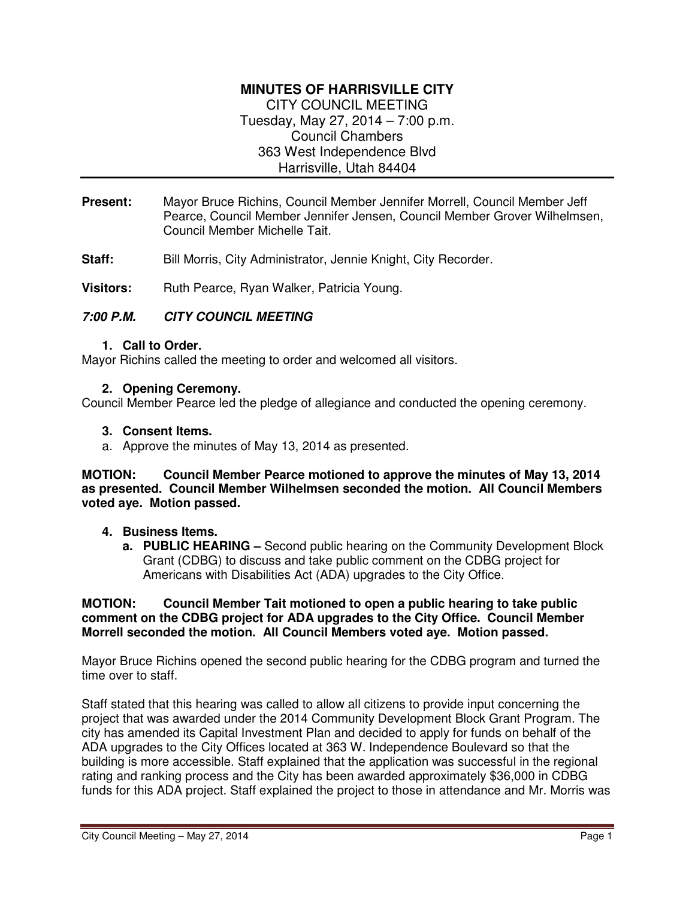# MINUTES OF HARRISVILLE CITY

CITY COUNCIL MEETING
Tuesday, May 27, 2014 – 7:00 p.m.
Council Chambers
363 West Independence Blvd
Harrisville, Utah 84404

**Present:** Mayor Bruce Richins, Council Member Jennifer Morrell, Council Member Jeff Pearce, Council Member Jennifer Jensen, Council Member Grover Wilhelmsen, Council Member Michelle Tait.

**Staff:** Bill Morris, City Administrator, Jennie Knight, City Recorder.

**Visitors:** Ruth Pearce, Ryan Walker, Patricia Young.

## *7:00 P.M. CITY COUNCIL MEETING*

### 1. Call to Order.

Mayor Richins called the meeting to order and welcomed all visitors.

### 2. Opening Ceremony.

Council Member Pearce led the pledge of allegiance and conducted the opening ceremony.

### 3. Consent Items.

a. Approve the minutes of May 13, 2014 as presented.

**MOTION: Council Member Pearce motioned to approve the minutes of May 13, 2014 as presented. Council Member Wilhelmsen seconded the motion. All Council Members voted aye. Motion passed.**

### 4. Business Items.

**a. PUBLIC HEARING –** Second public hearing on the Community Development Block Grant (CDBG) to discuss and take public comment on the CDBG project for Americans with Disabilities Act (ADA) upgrades to the City Office.

**MOTION: Council Member Tait motioned to open a public hearing to take public comment on the CDBG project for ADA upgrades to the City Office. Council Member Morrell seconded the motion. All Council Members voted aye. Motion passed.**

Mayor Bruce Richins opened the second public hearing for the CDBG program and turned the time over to staff.

Staff stated that this hearing was called to allow all citizens to provide input concerning the project that was awarded under the 2014 Community Development Block Grant Program. The city has amended its Capital Investment Plan and decided to apply for funds on behalf of the ADA upgrades to the City Offices located at 363 W. Independence Boulevard so that the building is more accessible. Staff explained that the application was successful in the regional rating and ranking process and the City has been awarded approximately $36,000 in CDBG funds for this ADA project. Staff explained the project to those in attendance and Mr. Morris was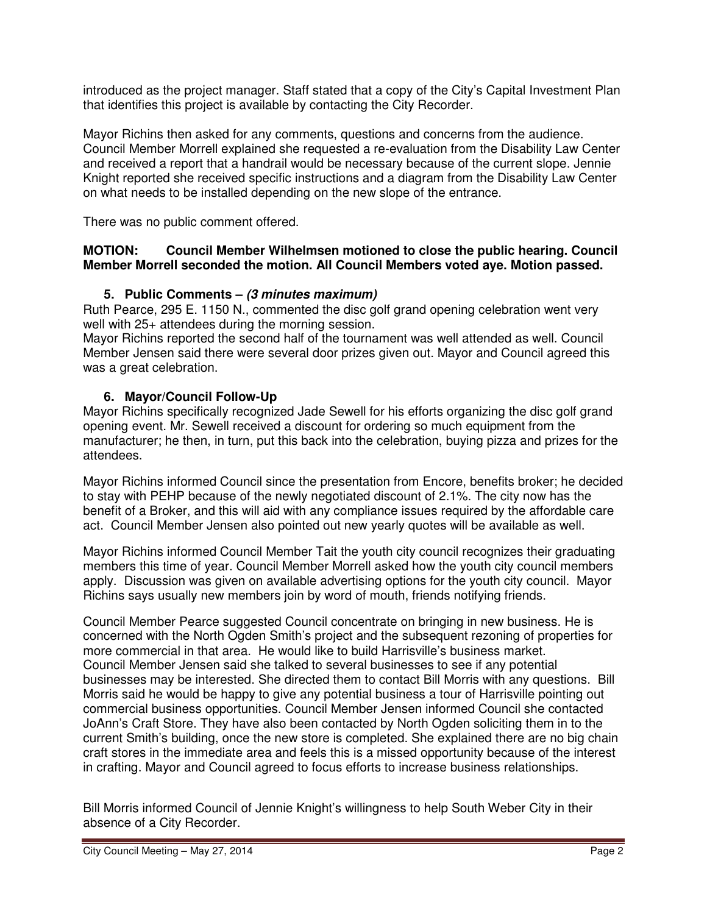introduced as the project manager. Staff stated that a copy of the City's Capital Investment Plan that identifies this project is available by contacting the City Recorder.

Mayor Richins then asked for any comments, questions and concerns from the audience. Council Member Morrell explained she requested a re-evaluation from the Disability Law Center and received a report that a handrail would be necessary because of the current slope. Jennie Knight reported she received specific instructions and a diagram from the Disability Law Center on what needs to be installed depending on the new slope of the entrance.

There was no public comment offered.

**MOTION: Council Member Wilhelmsen motioned to close the public hearing. Council Member Morrell seconded the motion. All Council Members voted aye. Motion passed.**

**5. Public Comments – *(3 minutes maximum)***

Ruth Pearce, 295 E. 1150 N., commented the disc golf grand opening celebration went very well with 25+ attendees during the morning session.
Mayor Richins reported the second half of the tournament was well attended as well. Council Member Jensen said there were several door prizes given out. Mayor and Council agreed this was a great celebration.

**6. Mayor/Council Follow-Up**

Mayor Richins specifically recognized Jade Sewell for his efforts organizing the disc golf grand opening event. Mr. Sewell received a discount for ordering so much equipment from the manufacturer; he then, in turn, put this back into the celebration, buying pizza and prizes for the attendees.

Mayor Richins informed Council since the presentation from Encore, benefits broker; he decided to stay with PEHP because of the newly negotiated discount of 2.1%. The city now has the benefit of a Broker, and this will aid with any compliance issues required by the affordable care act. Council Member Jensen also pointed out new yearly quotes will be available as well.

Mayor Richins informed Council Member Tait the youth city council recognizes their graduating members this time of year. Council Member Morrell asked how the youth city council members apply. Discussion was given on available advertising options for the youth city council. Mayor Richins says usually new members join by word of mouth, friends notifying friends.

Council Member Pearce suggested Council concentrate on bringing in new business. He is concerned with the North Ogden Smith's project and the subsequent rezoning of properties for more commercial in that area. He would like to build Harrisville's business market.
Council Member Jensen said she talked to several businesses to see if any potential businesses may be interested. She directed them to contact Bill Morris with any questions. Bill Morris said he would be happy to give any potential business a tour of Harrisville pointing out commercial business opportunities. Council Member Jensen informed Council she contacted JoAnn's Craft Store. They have also been contacted by North Ogden soliciting them in to the current Smith's building, once the new store is completed. She explained there are no big chain craft stores in the immediate area and feels this is a missed opportunity because of the interest in crafting. Mayor and Council agreed to focus efforts to increase business relationships.

Bill Morris informed Council of Jennie Knight's willingness to help South Weber City in their absence of a City Recorder.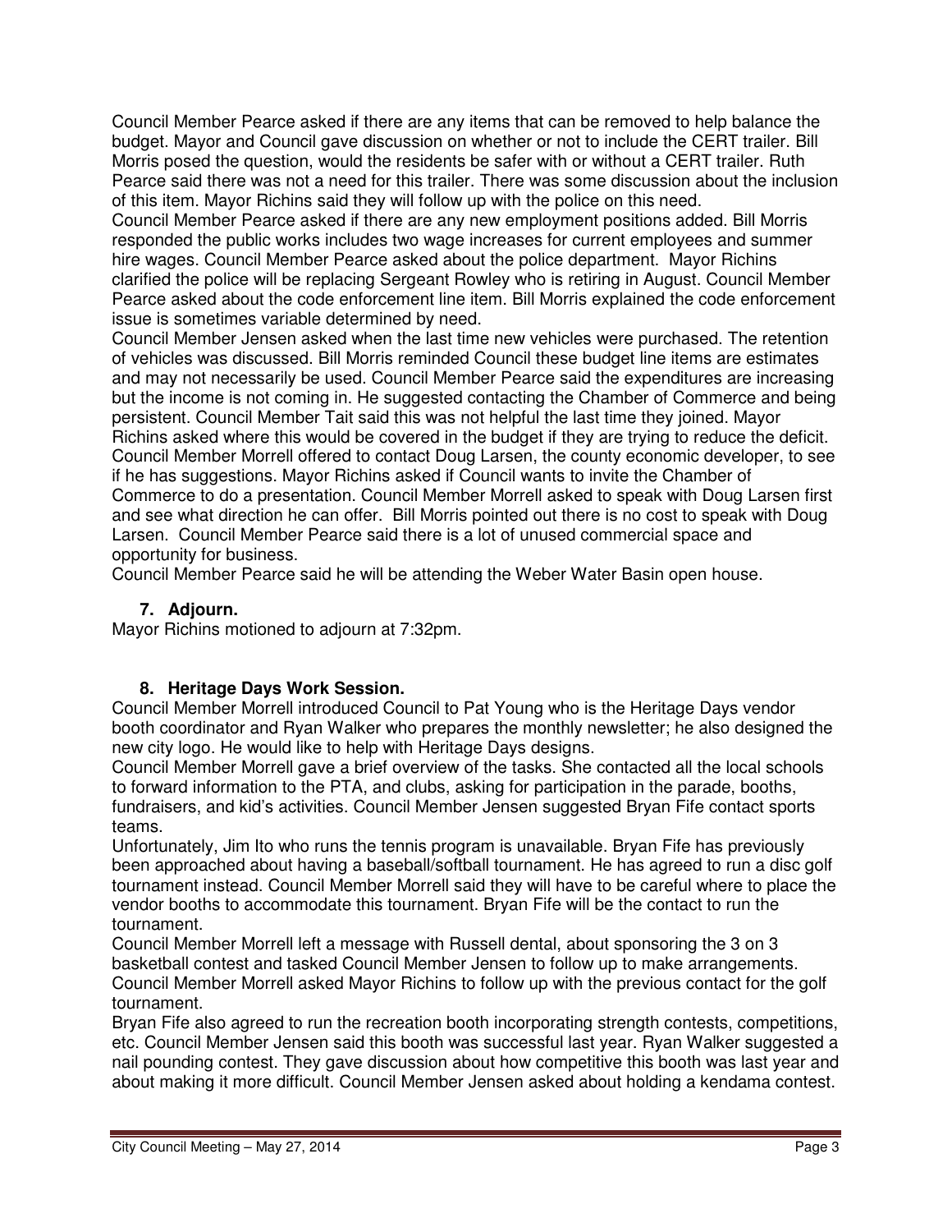Council Member Pearce asked if there are any items that can be removed to help balance the budget. Mayor and Council gave discussion on whether or not to include the CERT trailer. Bill Morris posed the question, would the residents be safer with or without a CERT trailer. Ruth Pearce said there was not a need for this trailer. There was some discussion about the inclusion of this item. Mayor Richins said they will follow up with the police on this need.

Council Member Pearce asked if there are any new employment positions added. Bill Morris responded the public works includes two wage increases for current employees and summer hire wages. Council Member Pearce asked about the police department. Mayor Richins clarified the police will be replacing Sergeant Rowley who is retiring in August. Council Member Pearce asked about the code enforcement line item. Bill Morris explained the code enforcement issue is sometimes variable determined by need.

Council Member Jensen asked when the last time new vehicles were purchased. The retention of vehicles was discussed. Bill Morris reminded Council these budget line items are estimates and may not necessarily be used. Council Member Pearce said the expenditures are increasing but the income is not coming in. He suggested contacting the Chamber of Commerce and being persistent. Council Member Tait said this was not helpful the last time they joined. Mayor Richins asked where this would be covered in the budget if they are trying to reduce the deficit. Council Member Morrell offered to contact Doug Larsen, the county economic developer, to see if he has suggestions. Mayor Richins asked if Council wants to invite the Chamber of Commerce to do a presentation. Council Member Morrell asked to speak with Doug Larsen first and see what direction he can offer. Bill Morris pointed out there is no cost to speak with Doug Larsen. Council Member Pearce said there is a lot of unused commercial space and opportunity for business.

Council Member Pearce said he will be attending the Weber Water Basin open house.

### 7. Adjourn.

Mayor Richins motioned to adjourn at 7:32pm.

### 8. Heritage Days Work Session.

Council Member Morrell introduced Council to Pat Young who is the Heritage Days vendor booth coordinator and Ryan Walker who prepares the monthly newsletter; he also designed the new city logo. He would like to help with Heritage Days designs.

Council Member Morrell gave a brief overview of the tasks. She contacted all the local schools to forward information to the PTA, and clubs, asking for participation in the parade, booths, fundraisers, and kid's activities. Council Member Jensen suggested Bryan Fife contact sports teams.

Unfortunately, Jim Ito who runs the tennis program is unavailable. Bryan Fife has previously been approached about having a baseball/softball tournament. He has agreed to run a disc golf tournament instead. Council Member Morrell said they will have to be careful where to place the vendor booths to accommodate this tournament. Bryan Fife will be the contact to run the tournament.

Council Member Morrell left a message with Russell dental, about sponsoring the 3 on 3 basketball contest and tasked Council Member Jensen to follow up to make arrangements. Council Member Morrell asked Mayor Richins to follow up with the previous contact for the golf tournament.

Bryan Fife also agreed to run the recreation booth incorporating strength contests, competitions, etc. Council Member Jensen said this booth was successful last year. Ryan Walker suggested a nail pounding contest. They gave discussion about how competitive this booth was last year and about making it more difficult. Council Member Jensen asked about holding a kendama contest.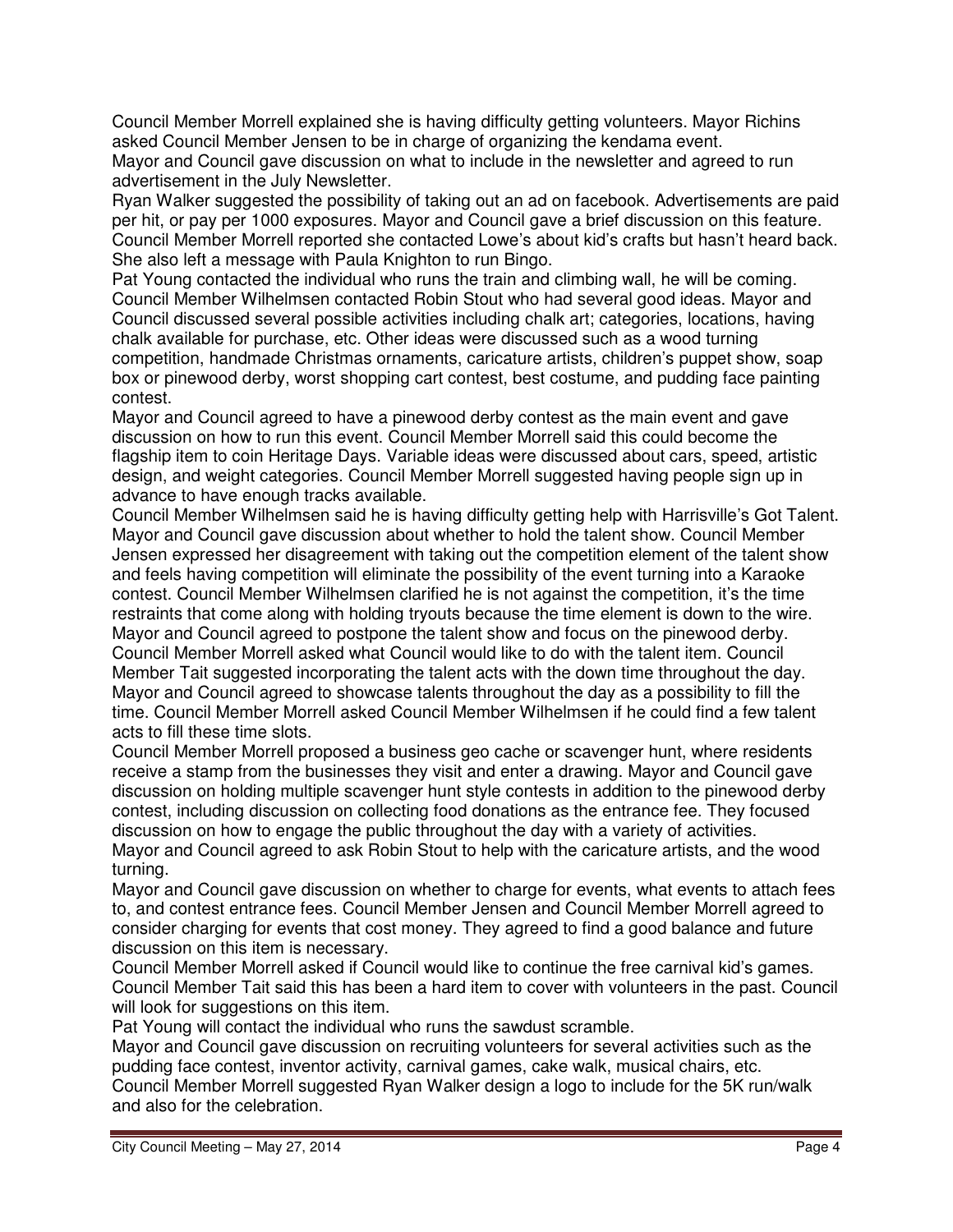Council Member Morrell explained she is having difficulty getting volunteers. Mayor Richins asked Council Member Jensen to be in charge of organizing the kendama event.
Mayor and Council gave discussion on what to include in the newsletter and agreed to run advertisement in the July Newsletter.
Ryan Walker suggested the possibility of taking out an ad on facebook. Advertisements are paid per hit, or pay per 1000 exposures. Mayor and Council gave a brief discussion on this feature.
Council Member Morrell reported she contacted Lowe's about kid's crafts but hasn't heard back. She also left a message with Paula Knighton to run Bingo.
Pat Young contacted the individual who runs the train and climbing wall, he will be coming.
Council Member Wilhelmsen contacted Robin Stout who had several good ideas. Mayor and Council discussed several possible activities including chalk art; categories, locations, having chalk available for purchase, etc. Other ideas were discussed such as a wood turning competition, handmade Christmas ornaments, caricature artists, children's puppet show, soap box or pinewood derby, worst shopping cart contest, best costume, and pudding face painting contest.
Mayor and Council agreed to have a pinewood derby contest as the main event and gave discussion on how to run this event. Council Member Morrell said this could become the flagship item to coin Heritage Days. Variable ideas were discussed about cars, speed, artistic design, and weight categories. Council Member Morrell suggested having people sign up in advance to have enough tracks available.
Council Member Wilhelmsen said he is having difficulty getting help with Harrisville's Got Talent. Mayor and Council gave discussion about whether to hold the talent show. Council Member Jensen expressed her disagreement with taking out the competition element of the talent show and feels having competition will eliminate the possibility of the event turning into a Karaoke contest. Council Member Wilhelmsen clarified he is not against the competition, it's the time restraints that come along with holding tryouts because the time element is down to the wire. Mayor and Council agreed to postpone the talent show and focus on the pinewood derby.
Council Member Morrell asked what Council would like to do with the talent item. Council Member Tait suggested incorporating the talent acts with the down time throughout the day. Mayor and Council agreed to showcase talents throughout the day as a possibility to fill the time. Council Member Morrell asked Council Member Wilhelmsen if he could find a few talent acts to fill these time slots.
Council Member Morrell proposed a business geo cache or scavenger hunt, where residents receive a stamp from the businesses they visit and enter a drawing. Mayor and Council gave discussion on holding multiple scavenger hunt style contests in addition to the pinewood derby contest, including discussion on collecting food donations as the entrance fee. They focused discussion on how to engage the public throughout the day with a variety of activities.
Mayor and Council agreed to ask Robin Stout to help with the caricature artists, and the wood turning.
Mayor and Council gave discussion on whether to charge for events, what events to attach fees to, and contest entrance fees. Council Member Jensen and Council Member Morrell agreed to consider charging for events that cost money. They agreed to find a good balance and future discussion on this item is necessary.
Council Member Morrell asked if Council would like to continue the free carnival kid's games. Council Member Tait said this has been a hard item to cover with volunteers in the past. Council will look for suggestions on this item.
Pat Young will contact the individual who runs the sawdust scramble.
Mayor and Council gave discussion on recruiting volunteers for several activities such as the pudding face contest, inventor activity, carnival games, cake walk, musical chairs, etc.
Council Member Morrell suggested Ryan Walker design a logo to include for the 5K run/walk and also for the celebration.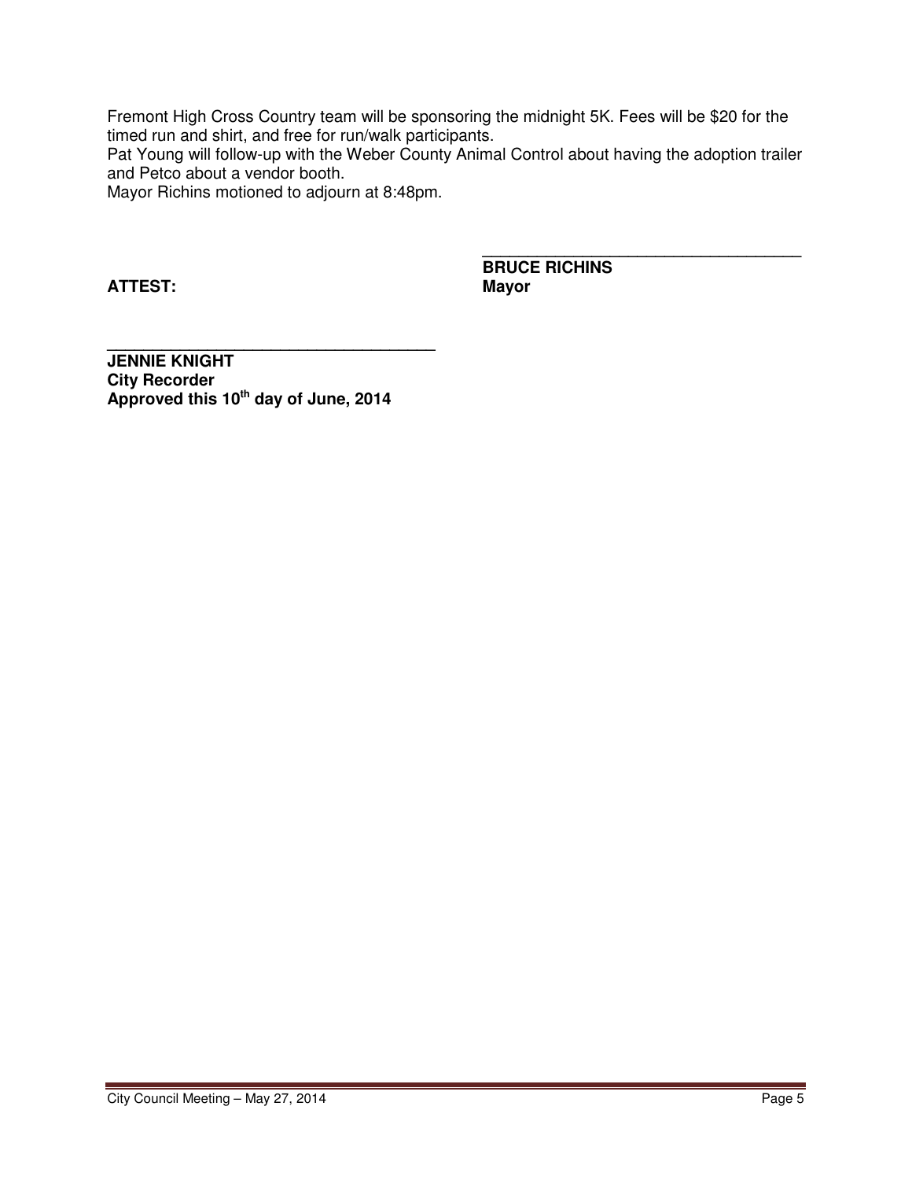Fremont High Cross Country team will be sponsoring the midnight 5K. Fees will be $20 for the timed run and shirt, and free for run/walk participants.

Pat Young will follow-up with the Weber County Animal Control about having the adoption trailer and Petco about a vendor booth.

Mayor Richins motioned to adjourn at 8:48pm.

____________________________________

**BRUCE RICHINS**
**Mayor**

**ATTEST:**

____________________________________

**JENNIE KNIGHT**
**City Recorder**
**Approved this 10th day of June, 2014**